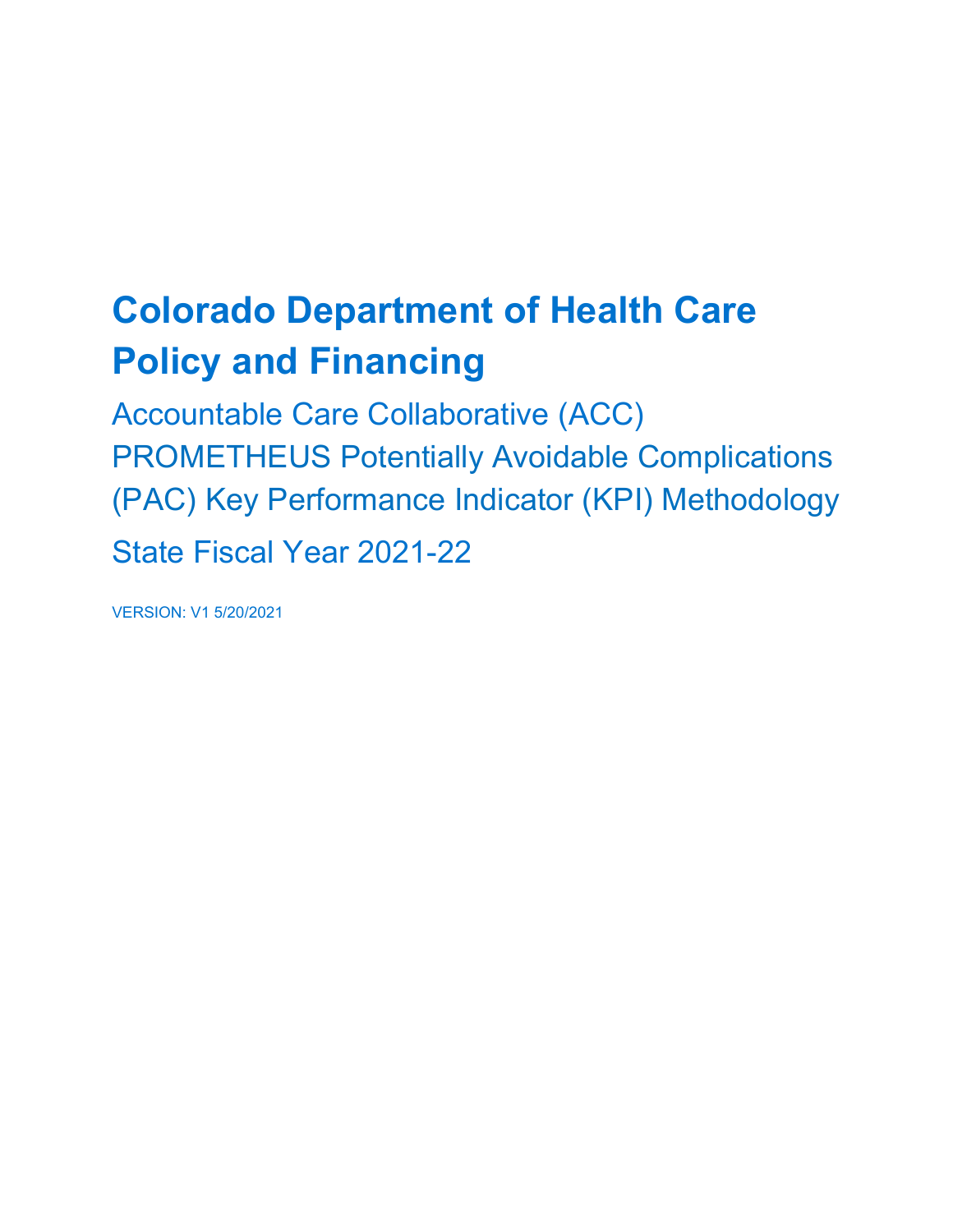# Colorado Department of Health Care Policy and Financing

## Accountable Care Collaborative (ACC) PROMETHEUS Potentially Avoidable Complications (PAC) Key Performance Indicator (KPI) Methodology

## State Fiscal Year 2021-22

VERSION: V1 5/20/2021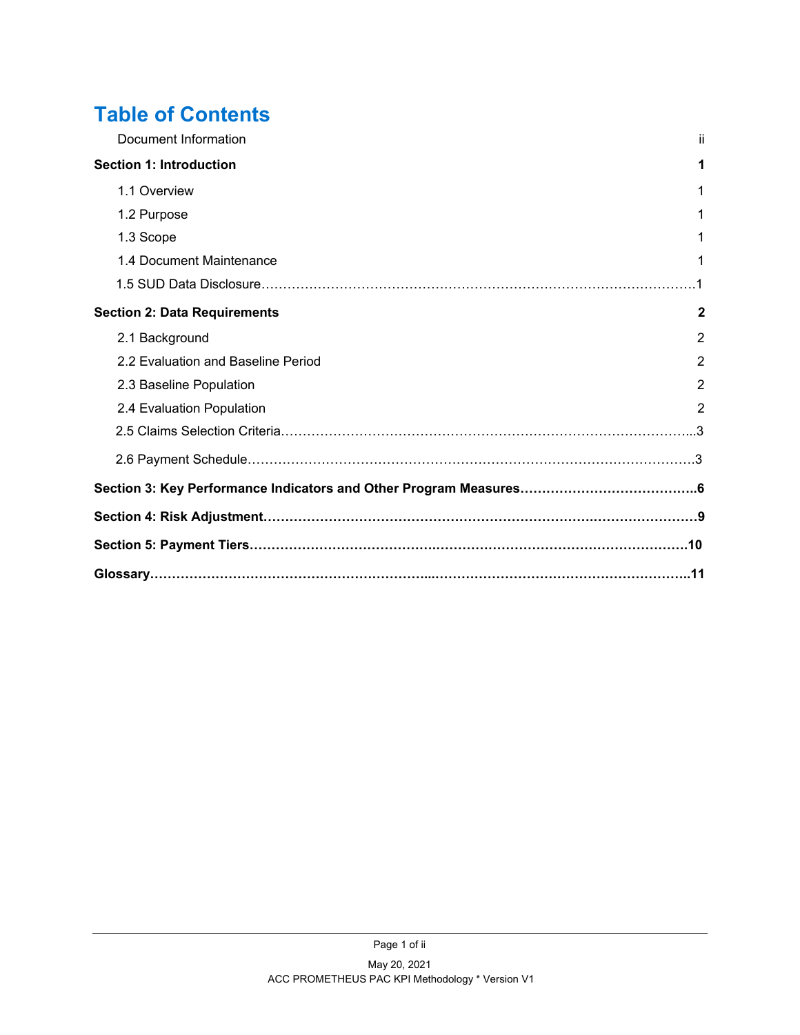# Table of Contents

| | |
|---|---|
| Document Information | ii |
| **Section 1: Introduction** | **1** |
| 1.1 Overview | 1 |
| 1.2 Purpose | 1 |
| 1.3 Scope | 1 |
| 1.4 Document Maintenance | 1 |
| 1.5 SUD Data Disclosure | 1 |
| **Section 2: Data Requirements** | **2** |
| 2.1 Background | 2 |
| 2.2 Evaluation and Baseline Period | 2 |
| 2.3 Baseline Population | 2 |
| 2.4 Evaluation Population | 2 |
| 2.5 Claims Selection Criteria | 3 |
| 2.6 Payment Schedule | 3 |
| **Section 3: Key Performance Indicators and Other Program Measures** | **6** |
| **Section 4: Risk Adjustment** | **9** |
| **Section 5: Payment Tiers** | **10** |
| **Glossary** | **11** |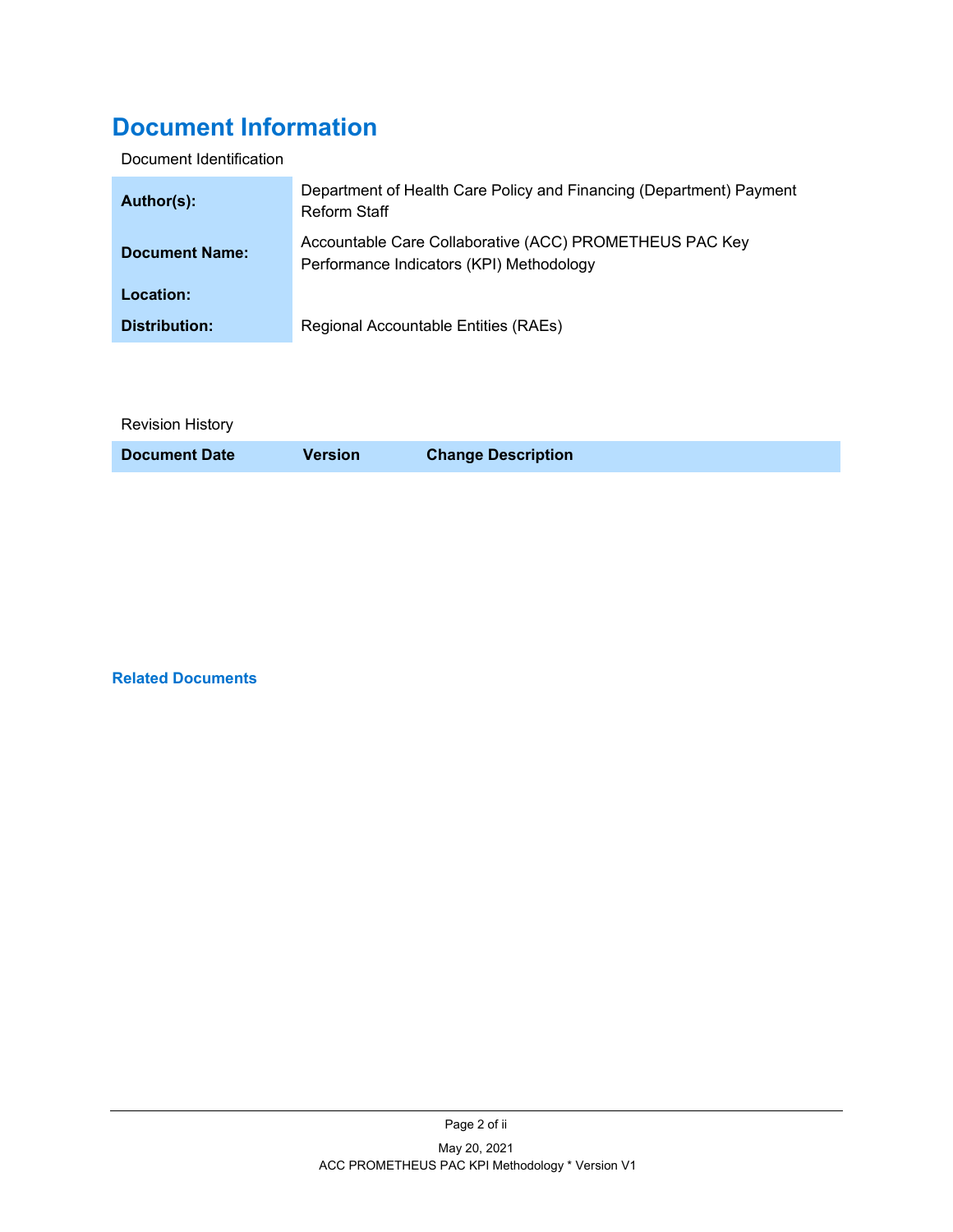# Document Information

Document Identification

| | |
|---|---|
| **Author(s):** | Department of Health Care Policy and Financing (Department) Payment Reform Staff |
| **Document Name:** | Accountable Care Collaborative (ACC) PROMETHEUS PAC Key Performance Indicators (KPI) Methodology |
| **Location:** | |
| **Distribution:** | Regional Accountable Entities (RAEs) |

Revision History

| Document Date | Version | Change Description |
|---|---|---|

### Related Documents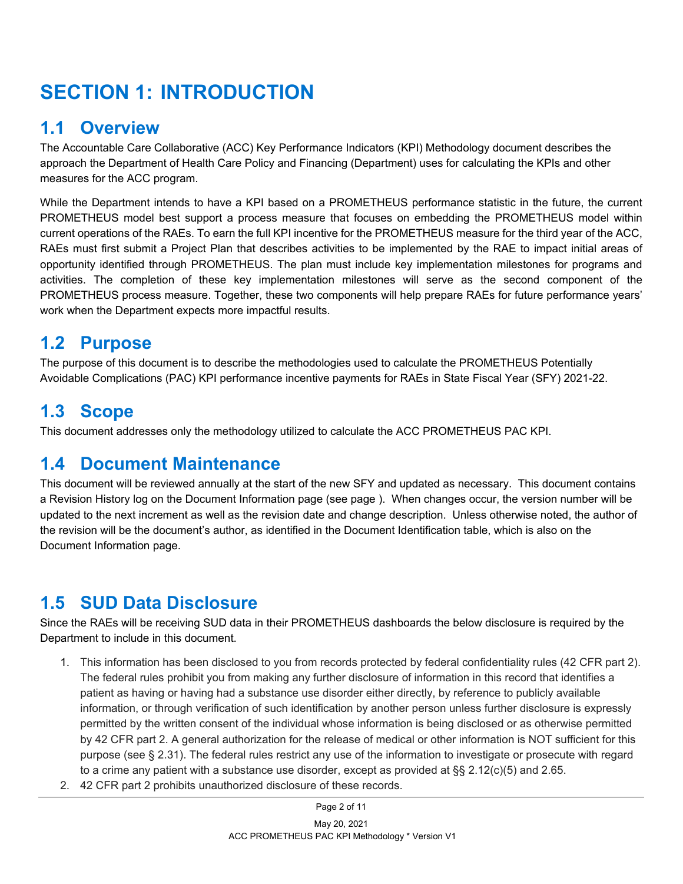# SECTION 1: INTRODUCTION

## 1.1 Overview

The Accountable Care Collaborative (ACC) Key Performance Indicators (KPI) Methodology document describes the approach the Department of Health Care Policy and Financing (Department) uses for calculating the KPIs and other measures for the ACC program.

While the Department intends to have a KPI based on a PROMETHEUS performance statistic in the future, the current PROMETHEUS model best support a process measure that focuses on embedding the PROMETHEUS model within current operations of the RAEs. To earn the full KPI incentive for the PROMETHEUS measure for the third year of the ACC, RAEs must first submit a Project Plan that describes activities to be implemented by the RAE to impact initial areas of opportunity identified through PROMETHEUS. The plan must include key implementation milestones for programs and activities. The completion of these key implementation milestones will serve as the second component of the PROMETHEUS process measure. Together, these two components will help prepare RAEs for future performance years' work when the Department expects more impactful results.

## 1.2 Purpose

The purpose of this document is to describe the methodologies used to calculate the PROMETHEUS Potentially Avoidable Complications (PAC) KPI performance incentive payments for RAEs in State Fiscal Year (SFY) 2021-22.

## 1.3 Scope

This document addresses only the methodology utilized to calculate the ACC PROMETHEUS PAC KPI.

## 1.4 Document Maintenance

This document will be reviewed annually at the start of the new SFY and updated as necessary. This document contains a Revision History log on the Document Information page (see page ). When changes occur, the version number will be updated to the next increment as well as the revision date and change description. Unless otherwise noted, the author of the revision will be the document's author, as identified in the Document Identification table, which is also on the Document Information page.

## 1.5 SUD Data Disclosure

Since the RAEs will be receiving SUD data in their PROMETHEUS dashboards the below disclosure is required by the Department to include in this document.

1. This information has been disclosed to you from records protected by federal confidentiality rules (42 CFR part 2). The federal rules prohibit you from making any further disclosure of information in this record that identifies a patient as having or having had a substance use disorder either directly, by reference to publicly available information, or through verification of such identification by another person unless further disclosure is expressly permitted by the written consent of the individual whose information is being disclosed or as otherwise permitted by 42 CFR part 2. A general authorization for the release of medical or other information is NOT sufficient for this purpose (see § 2.31). The federal rules restrict any use of the information to investigate or prosecute with regard to a crime any patient with a substance use disorder, except as provided at §§ 2.12(c)(5) and 2.65.
2. 42 CFR part 2 prohibits unauthorized disclosure of these records.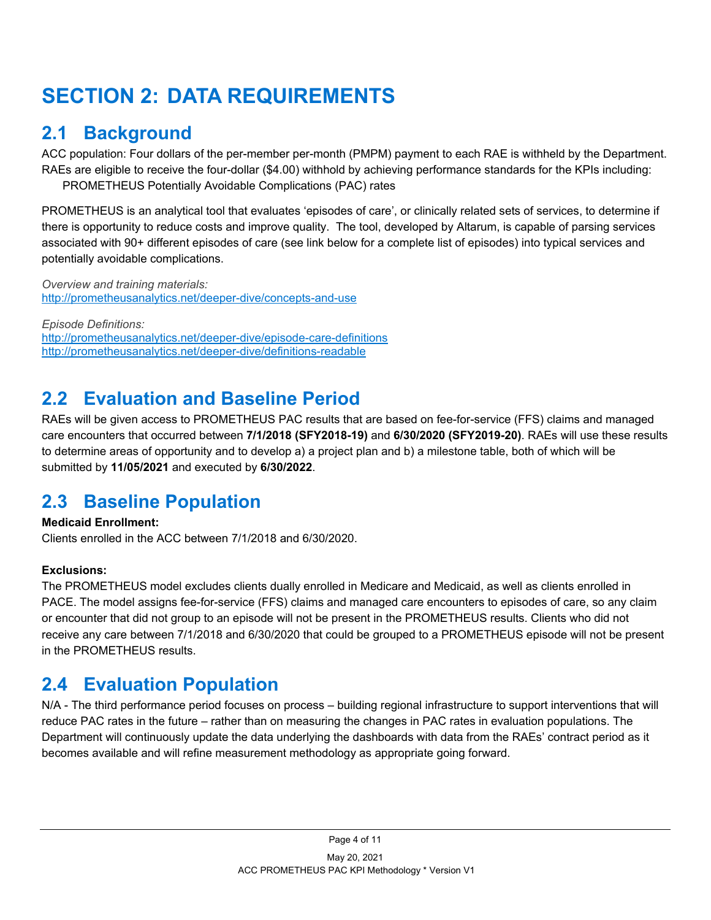# SECTION 2: DATA REQUIREMENTS

## 2.1 Background

ACC population: Four dollars of the per-member per-month (PMPM) payment to each RAE is withheld by the Department. RAEs are eligible to receive the four-dollar ($4.00) withhold by achieving performance standards for the KPIs including:

PROMETHEUS Potentially Avoidable Complications (PAC) rates

PROMETHEUS is an analytical tool that evaluates 'episodes of care', or clinically related sets of services, to determine if there is opportunity to reduce costs and improve quality. The tool, developed by Altarum, is capable of parsing services associated with 90+ different episodes of care (see link below for a complete list of episodes) into typical services and potentially avoidable complications.

*Overview and training materials:*
http://prometheusanalytics.net/deeper-dive/concepts-and-use

*Episode Definitions:*
http://prometheusanalytics.net/deeper-dive/episode-care-definitions
http://prometheusanalytics.net/deeper-dive/definitions-readable

## 2.2 Evaluation and Baseline Period

RAEs will be given access to PROMETHEUS PAC results that are based on fee-for-service (FFS) claims and managed care encounters that occurred between **7/1/2018 (SFY2018-19)** and **6/30/2020 (SFY2019-20)**. RAEs will use these results to determine areas of opportunity and to develop a) a project plan and b) a milestone table, both of which will be submitted by **11/05/2021** and executed by **6/30/2022**.

## 2.3 Baseline Population

**Medicaid Enrollment:**
Clients enrolled in the ACC between 7/1/2018 and 6/30/2020.

**Exclusions:**
The PROMETHEUS model excludes clients dually enrolled in Medicare and Medicaid, as well as clients enrolled in PACE. The model assigns fee-for-service (FFS) claims and managed care encounters to episodes of care, so any claim or encounter that did not group to an episode will not be present in the PROMETHEUS results. Clients who did not receive any care between 7/1/2018 and 6/30/2020 that could be grouped to a PROMETHEUS episode will not be present in the PROMETHEUS results.

## 2.4 Evaluation Population

N/A - The third performance period focuses on process – building regional infrastructure to support interventions that will reduce PAC rates in the future – rather than on measuring the changes in PAC rates in evaluation populations. The Department will continuously update the data underlying the dashboards with data from the RAEs' contract period as it becomes available and will refine measurement methodology as appropriate going forward.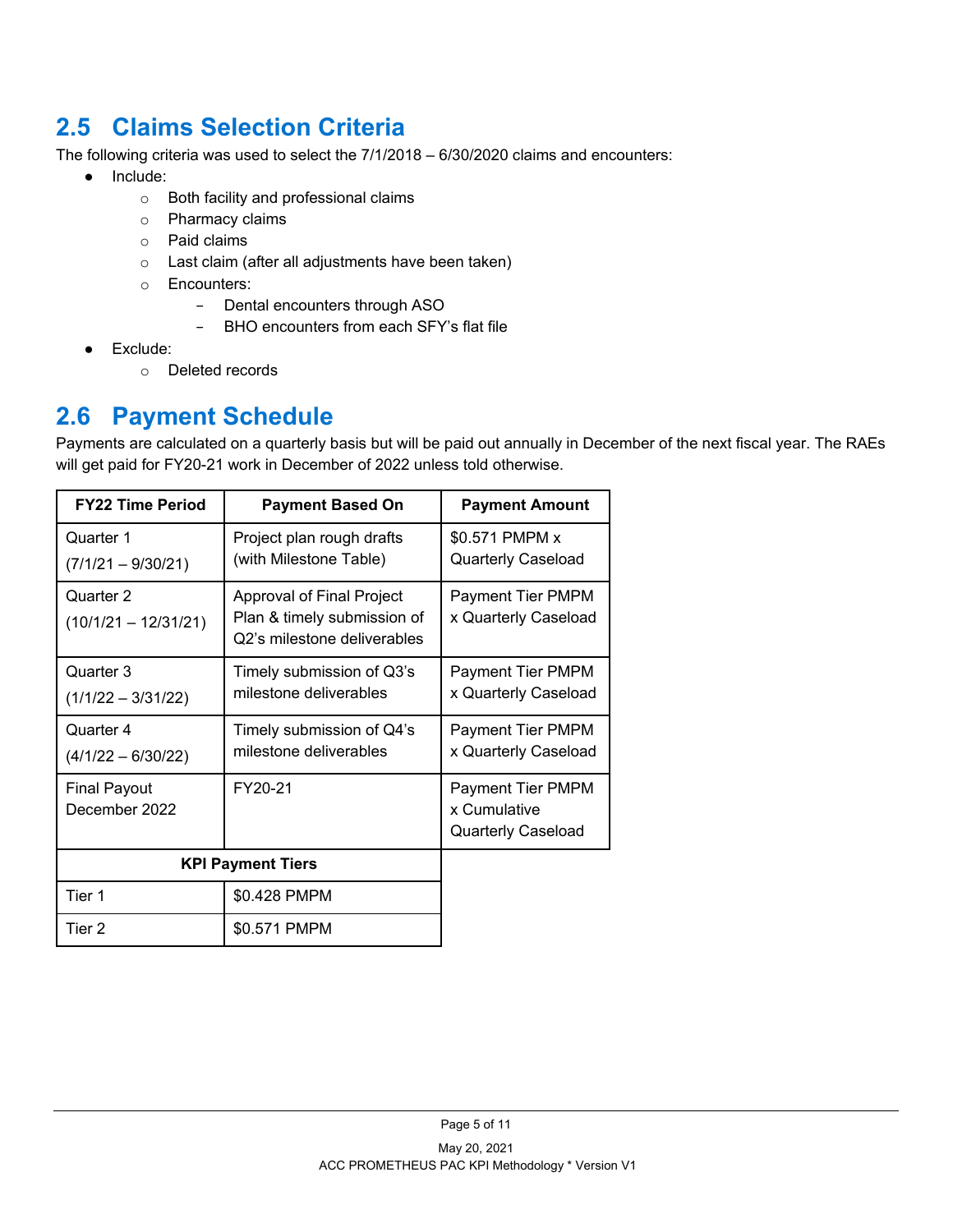## 2.5 Claims Selection Criteria

The following criteria was used to select the 7/1/2018 – 6/30/2020 claims and encounters:

- Include:
  - Both facility and professional claims
  - Pharmacy claims
  - Paid claims
  - Last claim (after all adjustments have been taken)
  - Encounters:
    - Dental encounters through ASO
    - BHO encounters from each SFY's flat file
- Exclude:
  - Deleted records

## 2.6 Payment Schedule

Payments are calculated on a quarterly basis but will be paid out annually in December of the next fiscal year. The RAEs will get paid for FY20-21 work in December of 2022 unless told otherwise.

| FY22 Time Period | Payment Based On | Payment Amount |
|---|---|---|
| Quarter 1 (7/1/21 – 9/30/21) | Project plan rough drafts (with Milestone Table) | $0.571 PMPM x Quarterly Caseload |
| Quarter 2 (10/1/21 – 12/31/21) | Approval of Final Project Plan & timely submission of Q2's milestone deliverables | Payment Tier PMPM x Quarterly Caseload |
| Quarter 3 (1/1/22 – 3/31/22) | Timely submission of Q3's milestone deliverables | Payment Tier PMPM x Quarterly Caseload |
| Quarter 4 (4/1/22 – 6/30/22) | Timely submission of Q4's milestone deliverables | Payment Tier PMPM x Quarterly Caseload |
| Final Payout December 2022 | FY20-21 | Payment Tier PMPM x Cumulative Quarterly Caseload |

| KPI Payment Tiers | |
|---|---|
| Tier 1 | $0.428 PMPM |
| Tier 2 | $0.571 PMPM |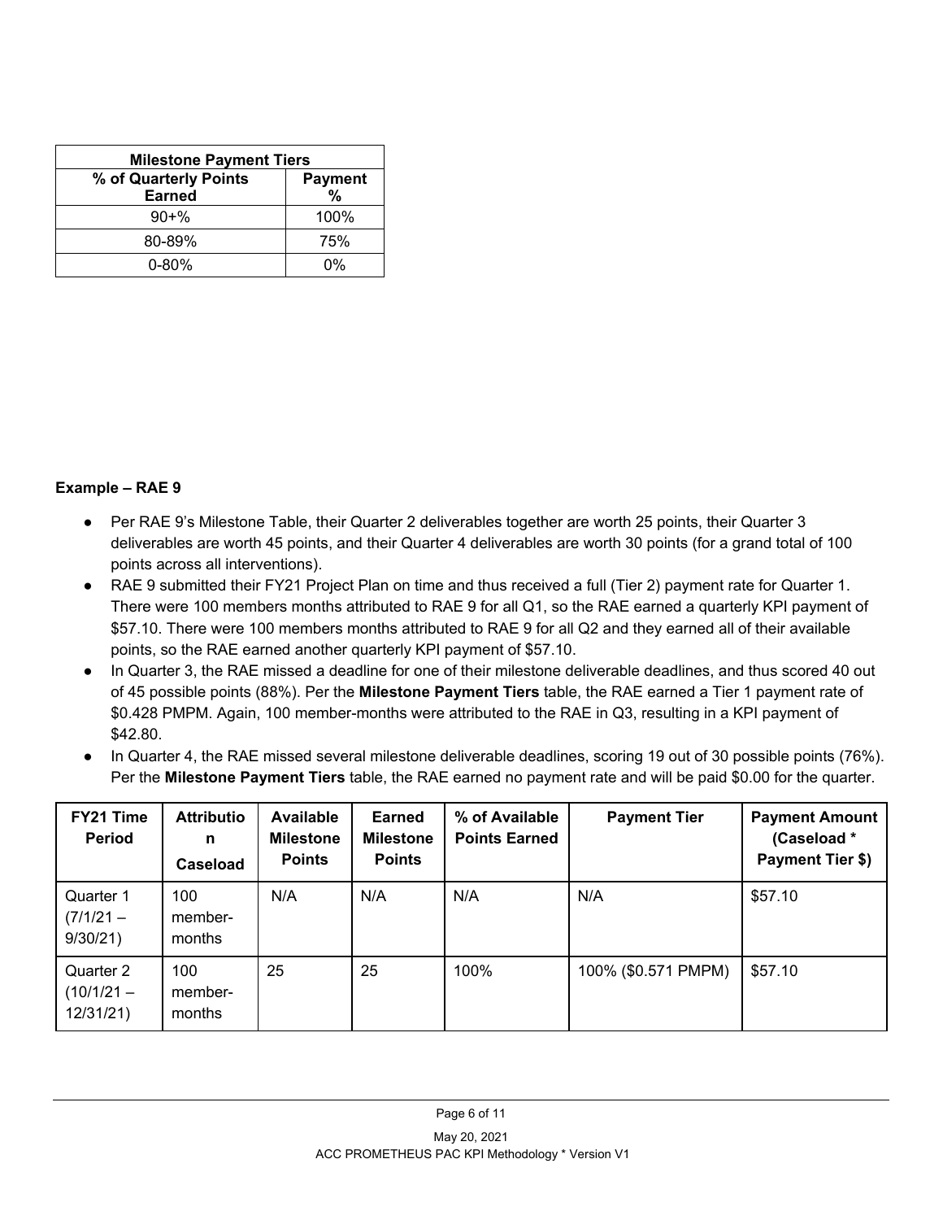| Milestone Payment Tiers | |
|---|---|
| % of Quarterly Points Earned | Payment % |
| 90+% | 100% |
| 80-89% | 75% |
| 0-80% | 0% |

**Example – RAE 9**

- Per RAE 9's Milestone Table, their Quarter 2 deliverables together are worth 25 points, their Quarter 3 deliverables are worth 45 points, and their Quarter 4 deliverables are worth 30 points (for a grand total of 100 points across all interventions).
- RAE 9 submitted their FY21 Project Plan on time and thus received a full (Tier 2) payment rate for Quarter 1. There were 100 members months attributed to RAE 9 for all Q1, so the RAE earned a quarterly KPI payment of $57.10. There were 100 members months attributed to RAE 9 for all Q2 and they earned all of their available points, so the RAE earned another quarterly KPI payment of $57.10.
- In Quarter 3, the RAE missed a deadline for one of their milestone deliverable deadlines, and thus scored 40 out of 45 possible points (88%). Per the **Milestone Payment Tiers** table, the RAE earned a Tier 1 payment rate of $0.428 PMPM. Again, 100 member-months were attributed to the RAE in Q3, resulting in a KPI payment of $42.80.
- In Quarter 4, the RAE missed several milestone deliverable deadlines, scoring 19 out of 30 possible points (76%). Per the **Milestone Payment Tiers** table, the RAE earned no payment rate and will be paid $0.00 for the quarter.

| FY21 Time Period | Attribution Caseload | Available Milestone Points | Earned Milestone Points | % of Available Points Earned | Payment Tier | Payment Amount (Caseload * Payment Tier $) |
|---|---|---|---|---|---|---|
| Quarter 1 (7/1/21 – 9/30/21) | 100 member-months | N/A | N/A | N/A | N/A | $57.10 |
| Quarter 2 (10/1/21 – 12/31/21) | 100 member-months | 25 | 25 | 100% | 100% ($0.571 PMPM) | $57.10 |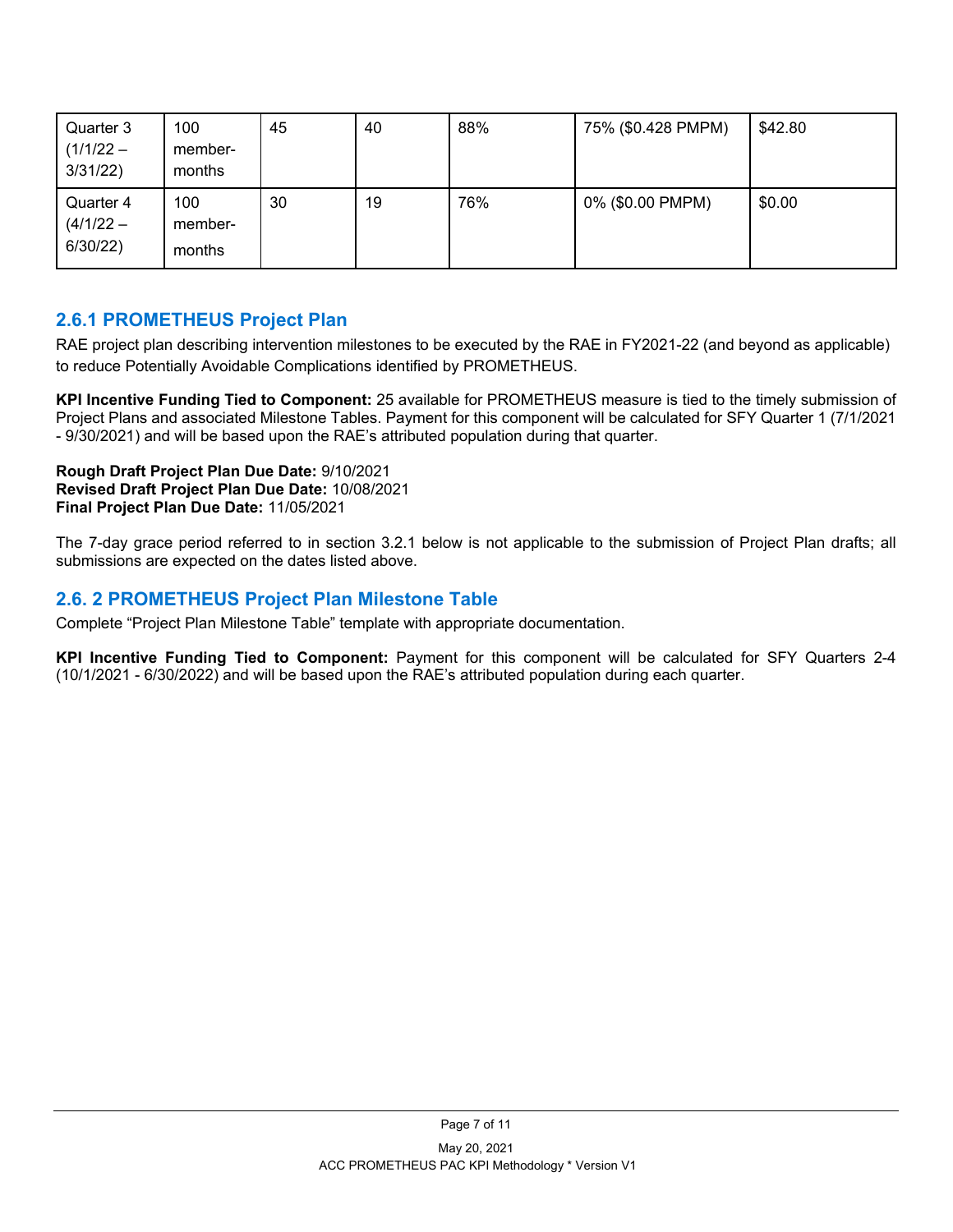| Quarter 3 (1/1/22 – 3/31/22) | 100 member-months | 45 | 40 | 88% | 75% ($0.428 PMPM) | $42.80 |
|---|---|---|---|---|---|---|
| Quarter 4 (4/1/22 – 6/30/22) | 100 member-months | 30 | 19 | 76% | 0% ($0.00 PMPM) | $0.00 |

## 2.6.1 PROMETHEUS Project Plan

RAE project plan describing intervention milestones to be executed by the RAE in FY2021-22 (and beyond as applicable) to reduce Potentially Avoidable Complications identified by PROMETHEUS.

**KPI Incentive Funding Tied to Component:** 25 available for PROMETHEUS measure is tied to the timely submission of Project Plans and associated Milestone Tables. Payment for this component will be calculated for SFY Quarter 1 (7/1/2021 - 9/30/2021) and will be based upon the RAE's attributed population during that quarter.

**Rough Draft Project Plan Due Date:** 9/10/2021
**Revised Draft Project Plan Due Date:** 10/08/2021
**Final Project Plan Due Date:** 11/05/2021

The 7-day grace period referred to in section 3.2.1 below is not applicable to the submission of Project Plan drafts; all submissions are expected on the dates listed above.

## 2.6. 2 PROMETHEUS Project Plan Milestone Table

Complete "Project Plan Milestone Table" template with appropriate documentation.

**KPI Incentive Funding Tied to Component:** Payment for this component will be calculated for SFY Quarters 2-4 (10/1/2021 - 6/30/2022) and will be based upon the RAE's attributed population during each quarter.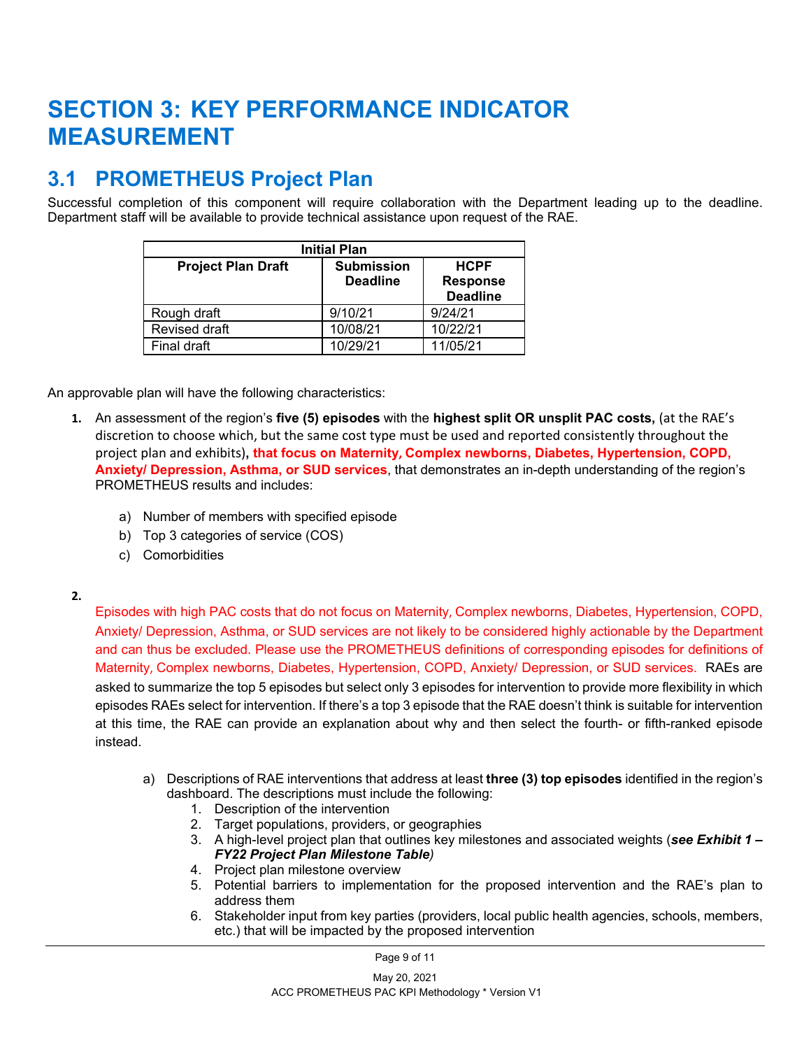# SECTION 3: KEY PERFORMANCE INDICATOR MEASUREMENT

## 3.1 PROMETHEUS Project Plan

Successful completion of this component will require collaboration with the Department leading up to the deadline. Department staff will be available to provide technical assistance upon request of the RAE.

| Initial Plan | | |
|---|---|---|
| **Project Plan Draft** | **Submission Deadline** | **HCPF Response Deadline** |
| Rough draft | 9/10/21 | 9/24/21 |
| Revised draft | 10/08/21 | 10/22/21 |
| Final draft | 10/29/21 | 11/05/21 |

An approvable plan will have the following characteristics:

1. An assessment of the region's **five (5) episodes** with the **highest split OR unsplit PAC costs,** (at the RAE's discretion to choose which, but the same cost type must be used and reported consistently throughout the project plan and exhibits)**, that focus on Maternity, Complex newborns, Diabetes, Hypertension, COPD, Anxiety/ Depression, Asthma, or SUD services**, that demonstrates an in-depth understanding of the region's PROMETHEUS results and includes:

    a) Number of members with specified episode
    b) Top 3 categories of service (COS)
    c) Comorbidities

2. Episodes with high PAC costs that do not focus on Maternity, Complex newborns, Diabetes, Hypertension, COPD, Anxiety/ Depression, Asthma, or SUD services are not likely to be considered highly actionable by the Department and can thus be excluded. Please use the PROMETHEUS definitions of corresponding episodes for definitions of Maternity, Complex newborns, Diabetes, Hypertension, COPD, Anxiety/ Depression, or SUD services. RAEs are asked to summarize the top 5 episodes but select only 3 episodes for intervention to provide more flexibility in which episodes RAEs select for intervention. If there's a top 3 episode that the RAE doesn't think is suitable for intervention at this time, the RAE can provide an explanation about why and then select the fourth- or fifth-ranked episode instead.

    a) Descriptions of RAE interventions that address at least **three (3) top episodes** identified in the region's dashboard. The descriptions must include the following:
        1. Description of the intervention
        2. Target populations, providers, or geographies
        3. A high-level project plan that outlines key milestones and associated weights (***see Exhibit 1 – FY22 Project Plan Milestone Table***)
        4. Project plan milestone overview
        5. Potential barriers to implementation for the proposed intervention and the RAE's plan to address them
        6. Stakeholder input from key parties (providers, local public health agencies, schools, members, etc.) that will be impacted by the proposed intervention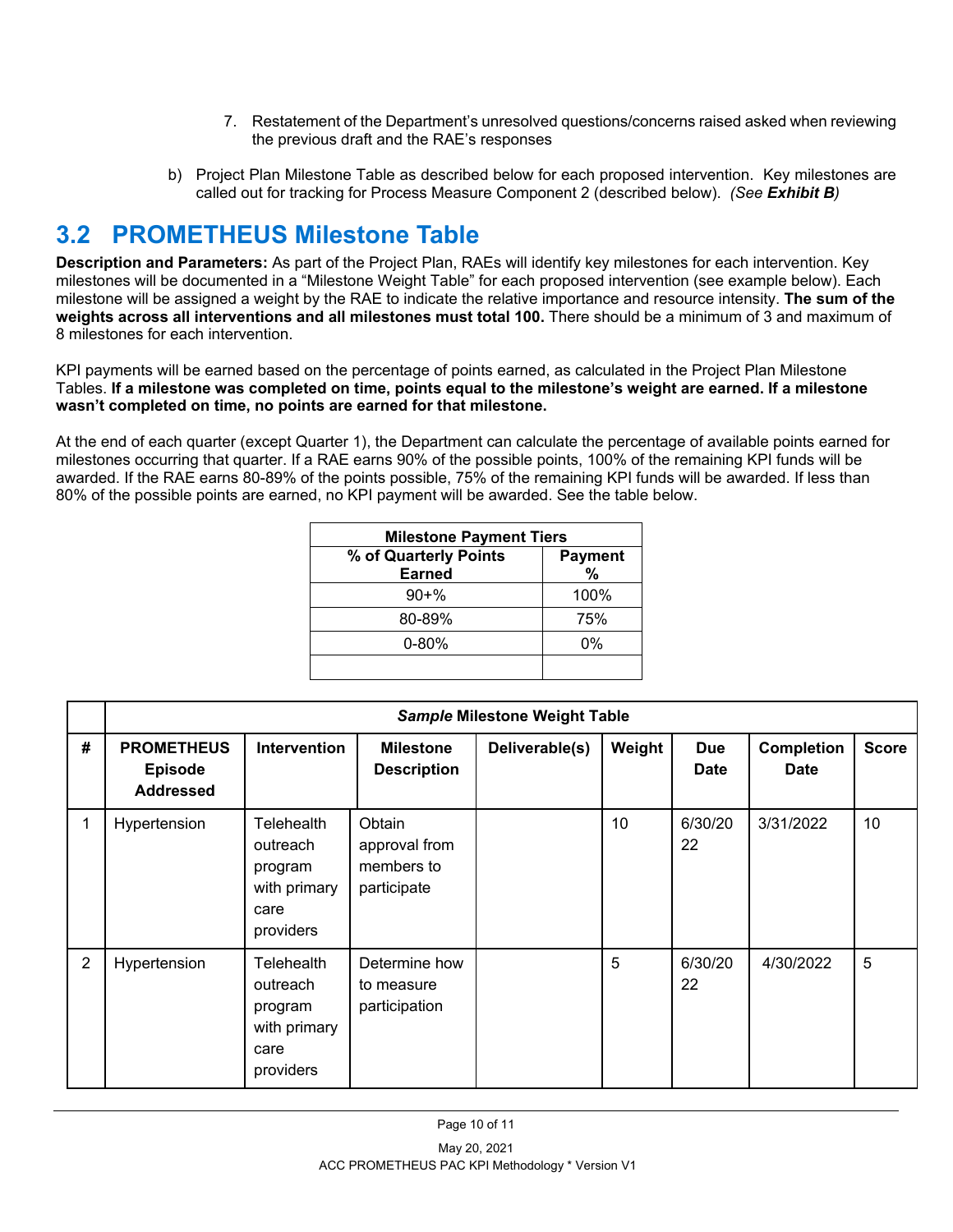7. Restatement of the Department's unresolved questions/concerns raised asked when reviewing the previous draft and the RAE's responses

b) Project Plan Milestone Table as described below for each proposed intervention. Key milestones are called out for tracking for Process Measure Component 2 (described below). *(See **Exhibit B**)*

## 3.2 PROMETHEUS Milestone Table

**Description and Parameters:** As part of the Project Plan, RAEs will identify key milestones for each intervention. Key milestones will be documented in a "Milestone Weight Table" for each proposed intervention (see example below). Each milestone will be assigned a weight by the RAE to indicate the relative importance and resource intensity. **The sum of the weights across all interventions and all milestones must total 100.** There should be a minimum of 3 and maximum of 8 milestones for each intervention.

KPI payments will be earned based on the percentage of points earned, as calculated in the Project Plan Milestone Tables. **If a milestone was completed on time, points equal to the milestone's weight are earned. If a milestone wasn't completed on time, no points are earned for that milestone.**

At the end of each quarter (except Quarter 1), the Department can calculate the percentage of available points earned for milestones occurring that quarter. If a RAE earns 90% of the possible points, 100% of the remaining KPI funds will be awarded. If the RAE earns 80-89% of the points possible, 75% of the remaining KPI funds will be awarded. If less than 80% of the possible points are earned, no KPI payment will be awarded. See the table below.

| Milestone Payment Tiers | |
|---|---|
| **% of Quarterly Points Earned** | **Payment %** |
| 90+% | 100% |
| 80-89% | 75% |
| 0-80% | 0% |
| | |

| | ***Sample* Milestone Weight Table** | | | | | | | |
|---|---|---|---|---|---|---|---|---|
| **#** | **PROMETHEUS Episode Addressed** | **Intervention** | **Milestone Description** | **Deliverable(s)** | **Weight** | **Due Date** | **Completion Date** | **Score** |
| 1 | Hypertension | Telehealth outreach program with primary care providers | Obtain approval from members to participate | | 10 | 6/30/2022 | 3/31/2022 | 10 |
| 2 | Hypertension | Telehealth outreach program with primary care providers | Determine how to measure participation | | 5 | 6/30/2022 | 4/30/2022 | 5 |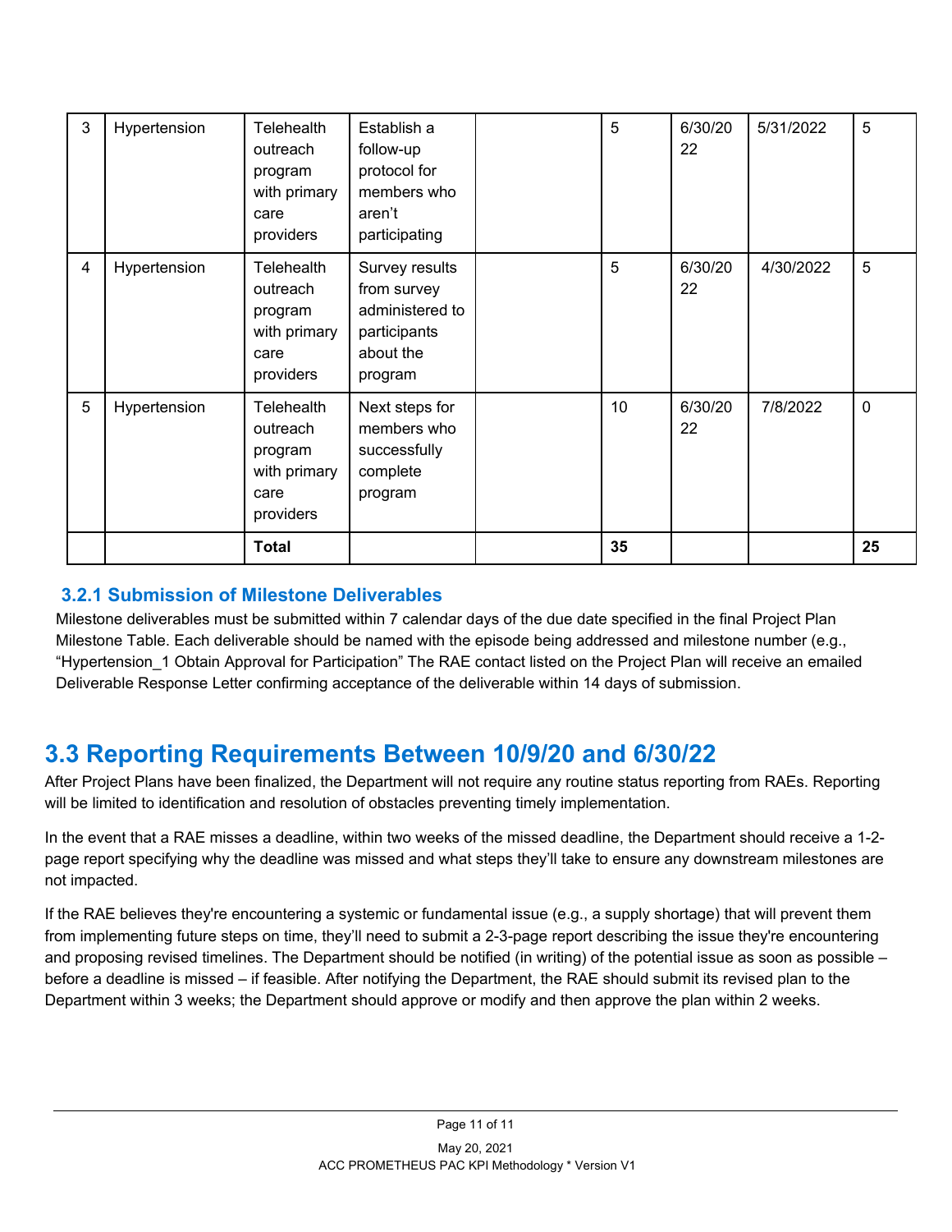| | | | | | | | | |
|---|---|---|---|---|---|---|---|---|
| 3 | Hypertension | Telehealth outreach program with primary care providers | Establish a follow-up protocol for members who aren't participating | | 5 | 6/30/2022 | 5/31/2022 | 5 |
| 4 | Hypertension | Telehealth outreach program with primary care providers | Survey results from survey administered to participants about the program | | 5 | 6/30/2022 | 4/30/2022 | 5 |
| 5 | Hypertension | Telehealth outreach program with primary care providers | Next steps for members who successfully complete program | | 10 | 6/30/2022 | 7/8/2022 | 0 |
| | | **Total** | | | **35** | | | **25** |

### 3.2.1 Submission of Milestone Deliverables

Milestone deliverables must be submitted within 7 calendar days of the due date specified in the final Project Plan Milestone Table. Each deliverable should be named with the episode being addressed and milestone number (e.g., "Hypertension_1 Obtain Approval for Participation" The RAE contact listed on the Project Plan will receive an emailed Deliverable Response Letter confirming acceptance of the deliverable within 14 days of submission.

## 3.3 Reporting Requirements Between 10/9/20 and 6/30/22

After Project Plans have been finalized, the Department will not require any routine status reporting from RAEs. Reporting will be limited to identification and resolution of obstacles preventing timely implementation.

In the event that a RAE misses a deadline, within two weeks of the missed deadline, the Department should receive a 1-2-page report specifying why the deadline was missed and what steps they'll take to ensure any downstream milestones are not impacted.

If the RAE believes they're encountering a systemic or fundamental issue (e.g., a supply shortage) that will prevent them from implementing future steps on time, they'll need to submit a 2-3-page report describing the issue they're encountering and proposing revised timelines. The Department should be notified (in writing) of the potential issue as soon as possible – before a deadline is missed – if feasible. After notifying the Department, the RAE should submit its revised plan to the Department within 3 weeks; the Department should approve or modify and then approve the plan within 2 weeks.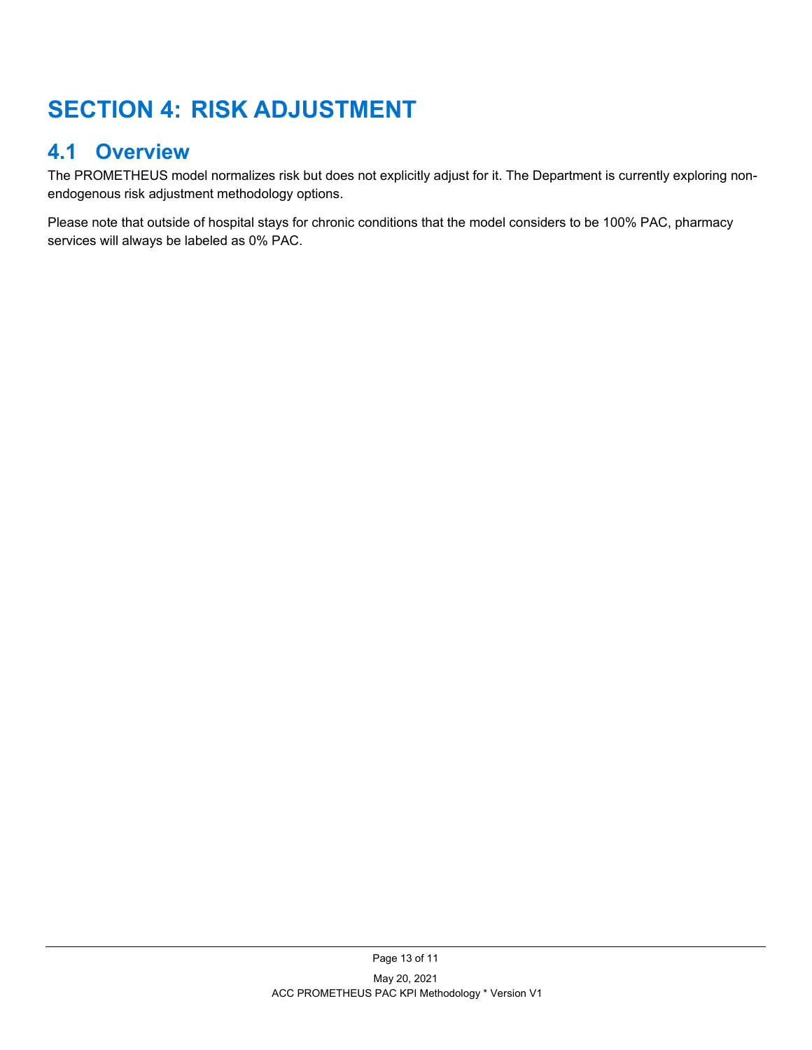# SECTION 4: RISK ADJUSTMENT

## 4.1 Overview

The PROMETHEUS model normalizes risk but does not explicitly adjust for it. The Department is currently exploring non-endogenous risk adjustment methodology options.

Please note that outside of hospital stays for chronic conditions that the model considers to be 100% PAC, pharmacy services will always be labeled as 0% PAC.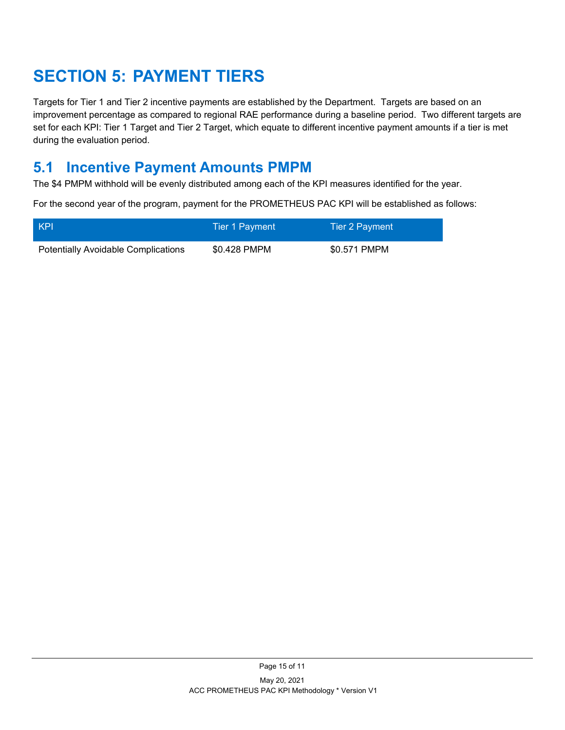# SECTION 5: PAYMENT TIERS

Targets for Tier 1 and Tier 2 incentive payments are established by the Department. Targets are based on an improvement percentage as compared to regional RAE performance during a baseline period. Two different targets are set for each KPI: Tier 1 Target and Tier 2 Target, which equate to different incentive payment amounts if a tier is met during the evaluation period.

## 5.1 Incentive Payment Amounts PMPM

The $4 PMPM withhold will be evenly distributed among each of the KPI measures identified for the year.

For the second year of the program, payment for the PROMETHEUS PAC KPI will be established as follows:

| KPI | Tier 1 Payment | Tier 2 Payment |
|---|---|---|
| Potentially Avoidable Complications | $0.428 PMPM | $0.571 PMPM |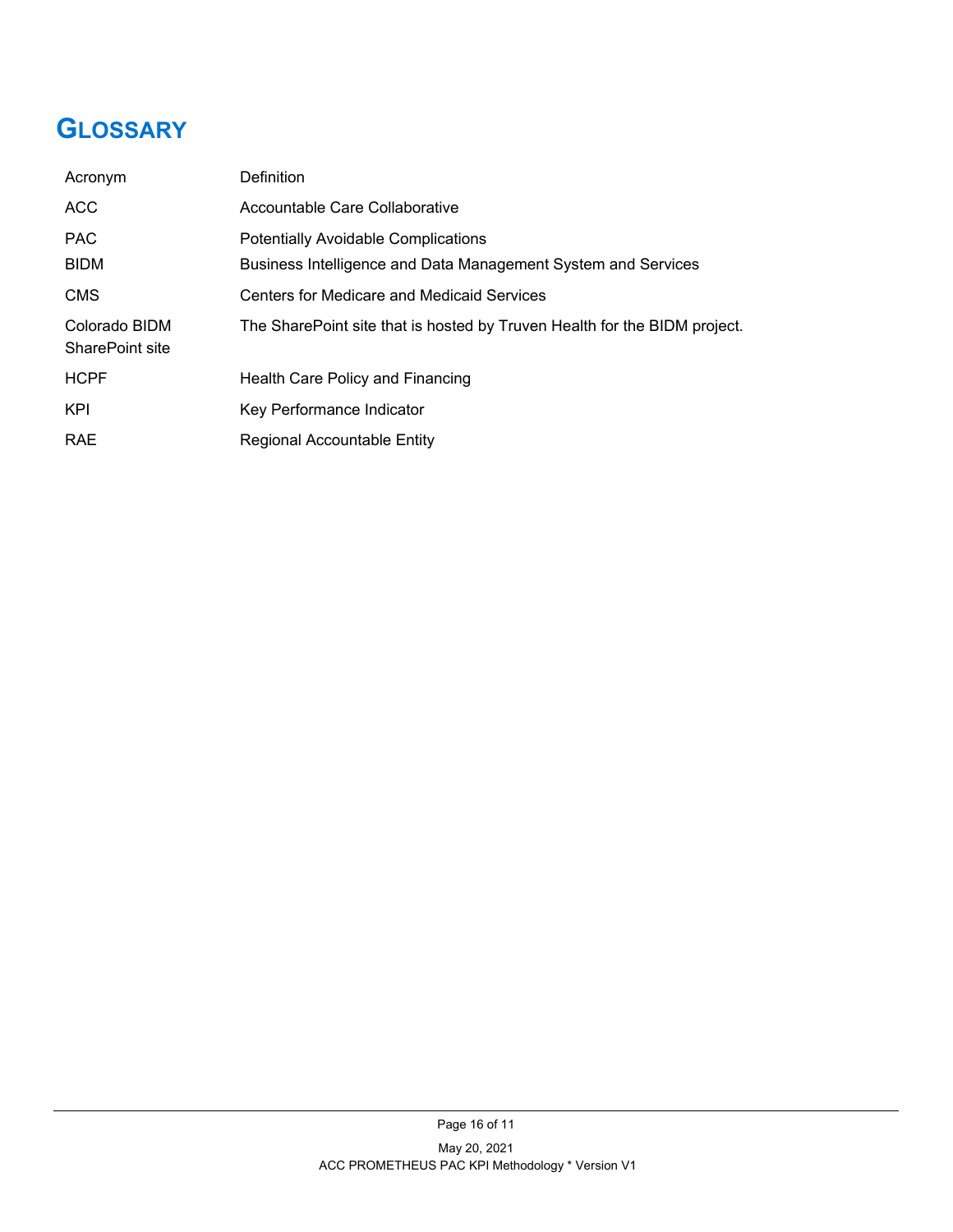## GLOSSARY

| Acronym | Definition |
|---|---|
| ACC | Accountable Care Collaborative |
| PAC | Potentially Avoidable Complications |
| BIDM | Business Intelligence and Data Management System and Services |
| CMS | Centers for Medicare and Medicaid Services |
| Colorado BIDM SharePoint site | The SharePoint site that is hosted by Truven Health for the BIDM project. |
| HCPF | Health Care Policy and Financing |
| KPI | Key Performance Indicator |
| RAE | Regional Accountable Entity |